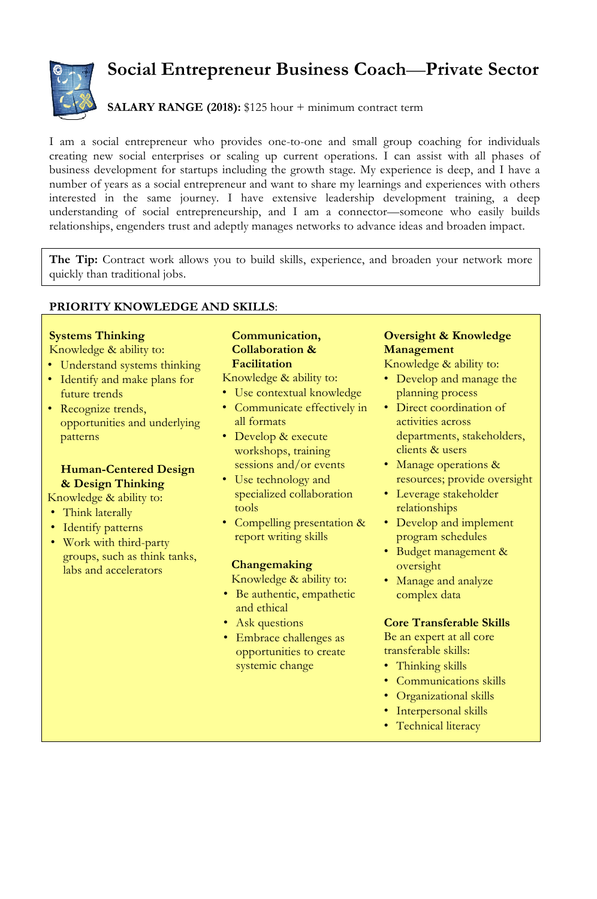# Social Entrepreneur Business Coach—Private Sector

**SALARY RANGE (2018):** $125 hour + minimum contract term

I am a social entrepreneur who provides one-to-one and small group coaching for individuals creating new social enterprises or scaling up current operations. I can assist with all phases of business development for startups including the growth stage. My experience is deep, and I have a number of years as a social entrepreneur and want to share my learnings and experiences with others interested in the same journey. I have extensive leadership development training, a deep understanding of social entrepreneurship, and I am a connector—someone who easily builds relationships, engenders trust and adeptly manages networks to advance ideas and broaden impact.

**The Tip:** Contract work allows you to build skills, experience, and broaden your network more quickly than traditional jobs.

**PRIORITY KNOWLEDGE AND SKILLS**:

**Systems Thinking**
Knowledge & ability to:
- Understand systems thinking
- Identify and make plans for future trends
- Recognize trends, opportunities and underlying patterns

**Human-Centered Design & Design Thinking**
Knowledge & ability to:
- Think laterally
- Identify patterns
- Work with third-party groups, such as think tanks, labs and accelerators

**Communication, Collaboration & Facilitation**
Knowledge & ability to:
- Use contextual knowledge
- Communicate effectively in all formats
- Develop & execute workshops, training sessions and/or events
- Use technology and specialized collaboration tools
- Compelling presentation & report writing skills

**Changemaking**
Knowledge & ability to:
- Be authentic, empathetic and ethical
- Ask questions
- Embrace challenges as opportunities to create systemic change

**Oversight & Knowledge Management**
Knowledge & ability to:
- Develop and manage the planning process
- Direct coordination of activities across departments, stakeholders, clients & users
- Manage operations & resources; provide oversight
- Leverage stakeholder relationships
- Develop and implement program schedules
- Budget management & oversight
- Manage and analyze complex data

**Core Transferable Skills**
Be an expert at all core transferable skills:
- Thinking skills
- Communications skills
- Organizational skills
- Interpersonal skills
- Technical literacy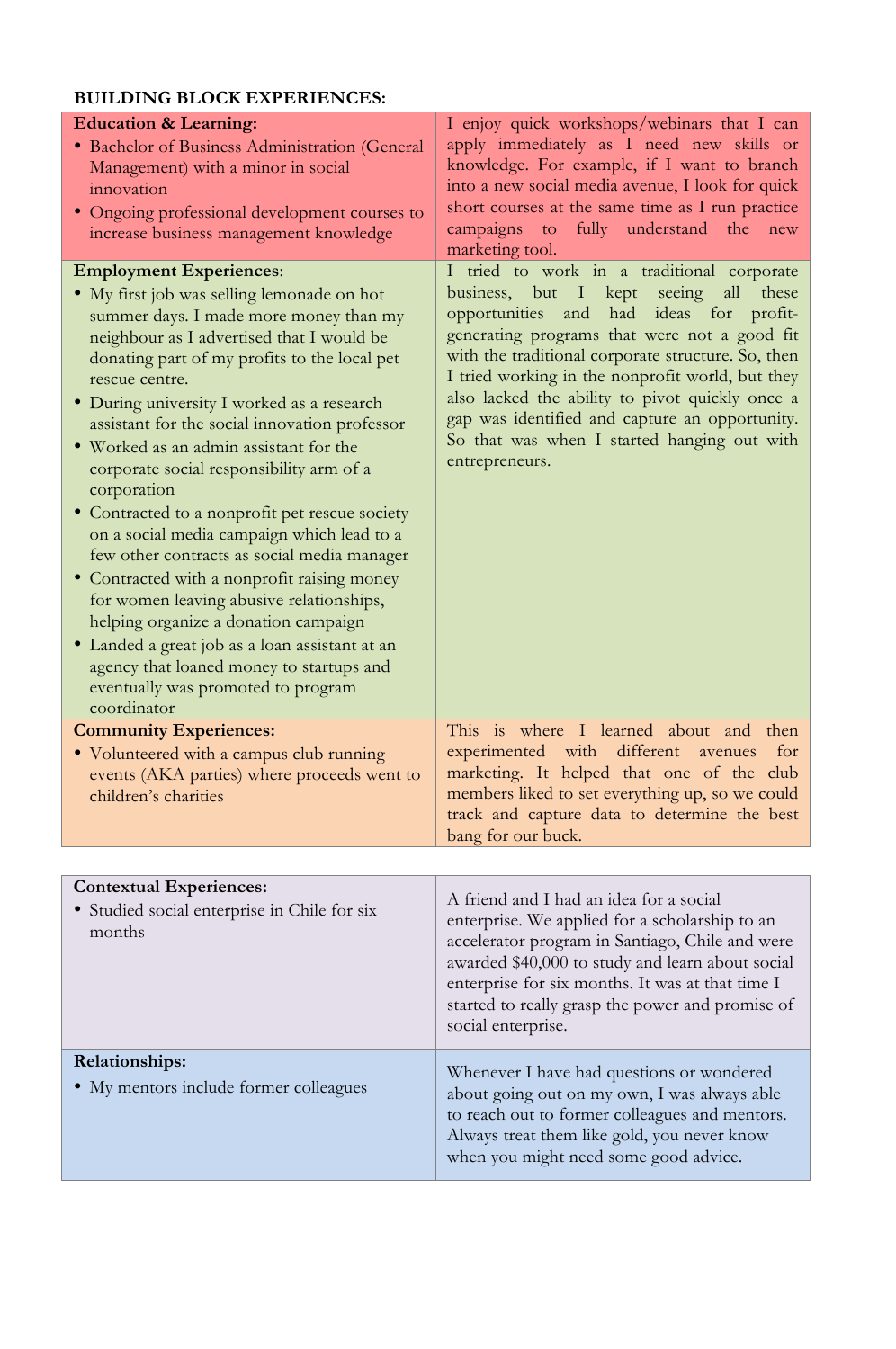**BUILDING BLOCK EXPERIENCES:**

| | |
|---|---|
| **Education & Learning:**<br>• Bachelor of Business Administration (General Management) with a minor in social innovation<br>• Ongoing professional development courses to increase business management knowledge | I enjoy quick workshops/webinars that I can apply immediately as I need new skills or knowledge. For example, if I want to branch into a new social media avenue, I look for quick short courses at the same time as I run practice campaigns to fully understand the new marketing tool. |
| **Employment Experiences**:<br>• My first job was selling lemonade on hot summer days. I made more money than my neighbour as I advertised that I would be donating part of my profits to the local pet rescue centre.<br>• During university I worked as a research assistant for the social innovation professor<br>• Worked as an admin assistant for the corporate social responsibility arm of a corporation<br>• Contracted to a nonprofit pet rescue society on a social media campaign which lead to a few other contracts as social media manager<br>• Contracted with a nonprofit raising money for women leaving abusive relationships, helping organize a donation campaign<br>• Landed a great job as a loan assistant at an agency that loaned money to startups and eventually was promoted to program coordinator | I tried to work in a traditional corporate business, but I kept seeing all these opportunities and had ideas for profit-generating programs that were not a good fit with the traditional corporate structure. So, then I tried working in the nonprofit world, but they also lacked the ability to pivot quickly once a gap was identified and capture an opportunity. So that was when I started hanging out with entrepreneurs. |
| **Community Experiences:**<br>• Volunteered with a campus club running events (AKA parties) where proceeds went to children's charities | This is where I learned about and then experimented with different avenues for marketing. It helped that one of the club members liked to set everything up, so we could track and capture data to determine the best bang for our buck. |

| | |
|---|---|
| **Contextual Experiences:**<br>• Studied social enterprise in Chile for six months | A friend and I had an idea for a social enterprise. We applied for a scholarship to an accelerator program in Santiago, Chile and were awarded $40,000 to study and learn about social enterprise for six months. It was at that time I started to really grasp the power and promise of social enterprise. |
| **Relationships:**<br>• My mentors include former colleagues | Whenever I have had questions or wondered about going out on my own, I was always able to reach out to former colleagues and mentors. Always treat them like gold, you never know when you might need some good advice. |